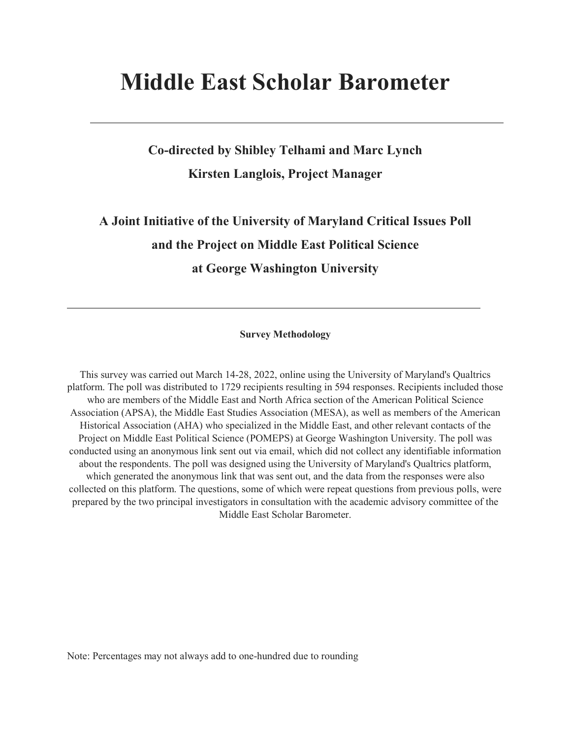# Middle East Scholar Barometer

---

**Co-directed by Shibley Telhami and Marc Lynch**

**Kirsten Langlois, Project Manager**

**A Joint Initiative of the University of Maryland Critical Issues Poll and the Project on Middle East Political Science at George Washington University**

---

**Survey Methodology**

This survey was carried out March 14-28, 2022, online using the University of Maryland's Qualtrics platform. The poll was distributed to 1729 recipients resulting in 594 responses. Recipients included those who are members of the Middle East and North Africa section of the American Political Science Association (APSA), the Middle East Studies Association (MESA), as well as members of the American Historical Association (AHA) who specialized in the Middle East, and other relevant contacts of the Project on Middle East Political Science (POMEPS) at George Washington University. The poll was conducted using an anonymous link sent out via email, which did not collect any identifiable information about the respondents. The poll was designed using the University of Maryland's Qualtrics platform, which generated the anonymous link that was sent out, and the data from the responses were also collected on this platform. The questions, some of which were repeat questions from previous polls, were prepared by the two principal investigators in consultation with the academic advisory committee of the Middle East Scholar Barometer.

Note: Percentages may not always add to one-hundred due to rounding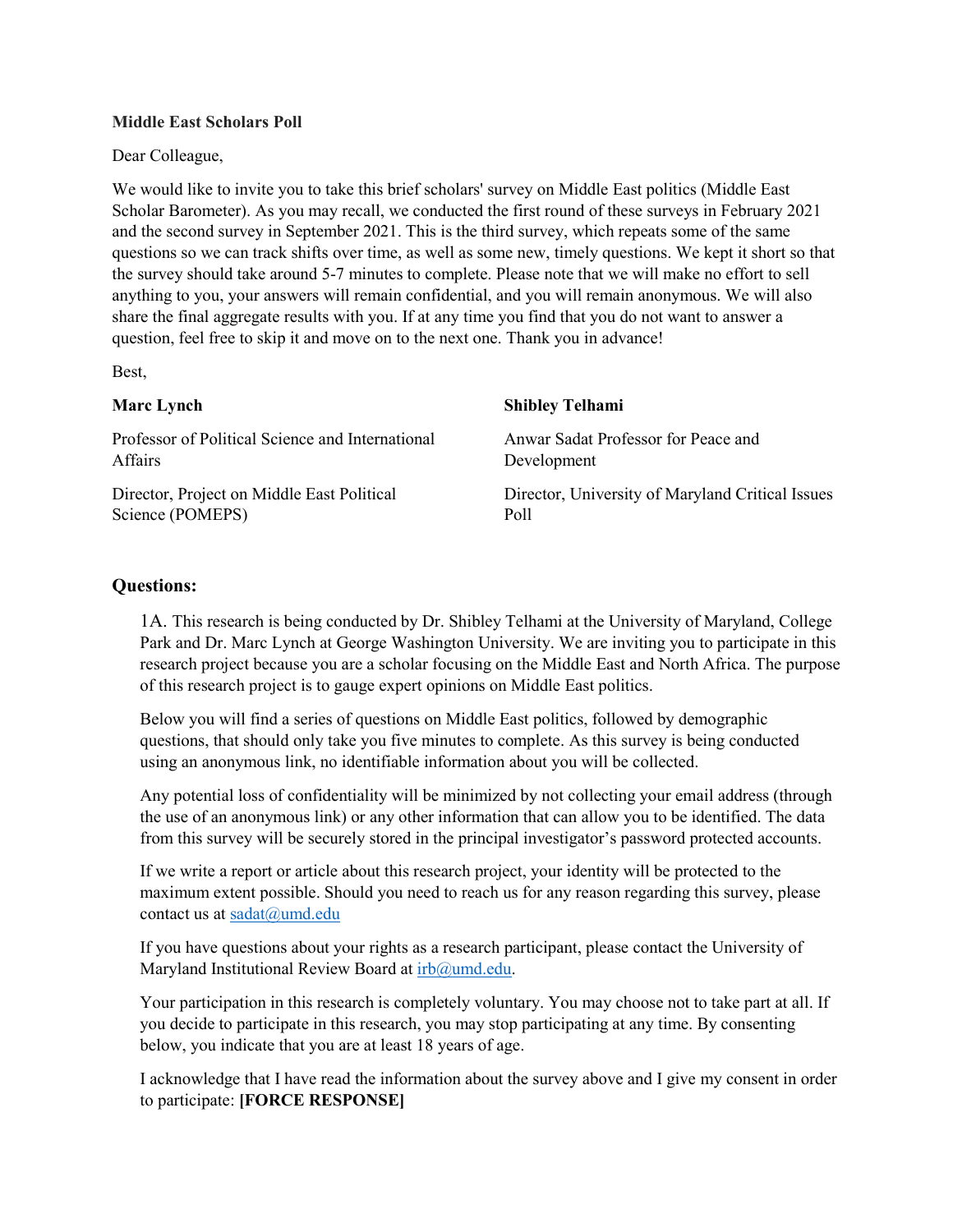**Middle East Scholars Poll**

Dear Colleague,

We would like to invite you to take this brief scholars' survey on Middle East politics (Middle East Scholar Barometer). As you may recall, we conducted the first round of these surveys in February 2021 and the second survey in September 2021. This is the third survey, which repeats some of the same questions so we can track shifts over time, as well as some new, timely questions. We kept it short so that the survey should take around 5-7 minutes to complete. Please note that we will make no effort to sell anything to you, your answers will remain confidential, and you will remain anonymous. We will also share the final aggregate results with you. If at any time you find that you do not want to answer a question, feel free to skip it and move on to the next one. Thank you in advance!

Best,

**Marc Lynch**

Professor of Political Science and International Affairs

Director, Project on Middle East Political Science (POMEPS)

**Shibley Telhami**

Anwar Sadat Professor for Peace and Development

Director, University of Maryland Critical Issues Poll

## Questions:

1A. This research is being conducted by Dr. Shibley Telhami at the University of Maryland, College Park and Dr. Marc Lynch at George Washington University. We are inviting you to participate in this research project because you are a scholar focusing on the Middle East and North Africa. The purpose of this research project is to gauge expert opinions on Middle East politics.

Below you will find a series of questions on Middle East politics, followed by demographic questions, that should only take you five minutes to complete. As this survey is being conducted using an anonymous link, no identifiable information about you will be collected.

Any potential loss of confidentiality will be minimized by not collecting your email address (through the use of an anonymous link) or any other information that can allow you to be identified. The data from this survey will be securely stored in the principal investigator's password protected accounts.

If we write a report or article about this research project, your identity will be protected to the maximum extent possible. Should you need to reach us for any reason regarding this survey, please contact us at sadat@umd.edu

If you have questions about your rights as a research participant, please contact the University of Maryland Institutional Review Board at irb@umd.edu.

Your participation in this research is completely voluntary. You may choose not to take part at all. If you decide to participate in this research, you may stop participating at any time. By consenting below, you indicate that you are at least 18 years of age.

I acknowledge that I have read the information about the survey above and I give my consent in order to participate: **[FORCE RESPONSE]**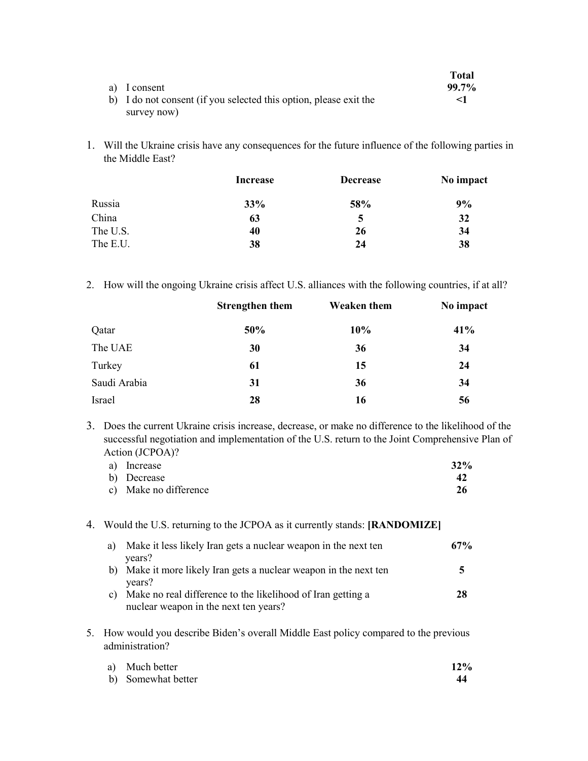| | Total |
|---|---|
| a) I consent | **99.7%** |
| b) I do not consent (if you selected this option, please exit the survey now) | **<1** |

1. Will the Ukraine crisis have any consequences for the future influence of the following parties in the Middle East?

| | Increase | Decrease | No impact |
|---|---|---|---|
| Russia | **33%** | **58%** | **9%** |
| China | **63** | **5** | **32** |
| The U.S. | **40** | **26** | **34** |
| The E.U. | **38** | **24** | **38** |

2. How will the ongoing Ukraine crisis affect U.S. alliances with the following countries, if at all?

| | Strengthen them | Weaken them | No impact |
|---|---|---|---|
| Qatar | **50%** | **10%** | **41%** |
| The UAE | **30** | **36** | **34** |
| Turkey | **61** | **15** | **24** |
| Saudi Arabia | **31** | **36** | **34** |
| Israel | **28** | **16** | **56** |

3. Does the current Ukraine crisis increase, decrease, or make no difference to the likelihood of the successful negotiation and implementation of the U.S. return to the Joint Comprehensive Plan of Action (JCPOA)?

| | |
|---|---|
| a) Increase | **32%** |
| b) Decrease | **42** |
| c) Make no difference | **26** |

4. Would the U.S. returning to the JCPOA as it currently stands: **[RANDOMIZE]**

| | |
|---|---|
| a) Make it less likely Iran gets a nuclear weapon in the next ten years? | **67%** |
| b) Make it more likely Iran gets a nuclear weapon in the next ten years? | **5** |
| c) Make no real difference to the likelihood of Iran getting a nuclear weapon in the next ten years? | **28** |

5. How would you describe Biden's overall Middle East policy compared to the previous administration?

| | |
|---|---|
| a) Much better | **12%** |
| b) Somewhat better | **44** |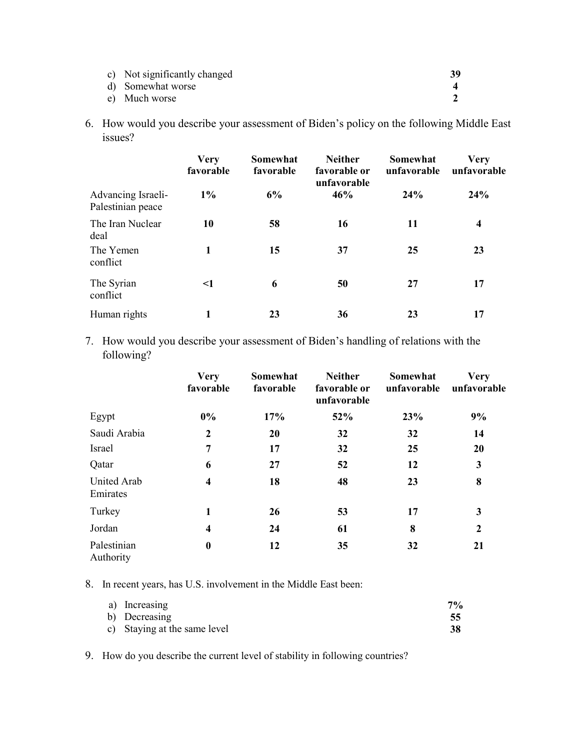c) Not significantly changed 39
d) Somewhat worse 4
e) Much worse 2

6. How would you describe your assessment of Biden's policy on the following Middle East issues?

| | Very favorable | Somewhat favorable | Neither favorable or unfavorable | Somewhat unfavorable | Very unfavorable |
|---|---|---|---|---|---|
| Advancing Israeli-Palestinian peace | **1%** | **6%** | **46%** | **24%** | **24%** |
| The Iran Nuclear deal | **10** | **58** | **16** | **11** | **4** |
| The Yemen conflict | **1** | **15** | **37** | **25** | **23** |
| The Syrian conflict | **<1** | **6** | **50** | **27** | **17** |
| Human rights | **1** | **23** | **36** | **23** | **17** |

7. How would you describe your assessment of Biden's handling of relations with the following?

| | Very favorable | Somewhat favorable | Neither favorable or unfavorable | Somewhat unfavorable | Very unfavorable |
|---|---|---|---|---|---|
| Egypt | **0%** | **17%** | **52%** | **23%** | **9%** |
| Saudi Arabia | **2** | **20** | **32** | **32** | **14** |
| Israel | **7** | **17** | **32** | **25** | **20** |
| Qatar | **6** | **27** | **52** | **12** | **3** |
| United Arab Emirates | **4** | **18** | **48** | **23** | **8** |
| Turkey | **1** | **26** | **53** | **17** | **3** |
| Jordan | **4** | **24** | **61** | **8** | **2** |
| Palestinian Authority | **0** | **12** | **35** | **32** | **21** |

8. In recent years, has U.S. involvement in the Middle East been:

a) Increasing **7%**
b) Decreasing **55**
c) Staying at the same level **38**

9. How do you describe the current level of stability in following countries?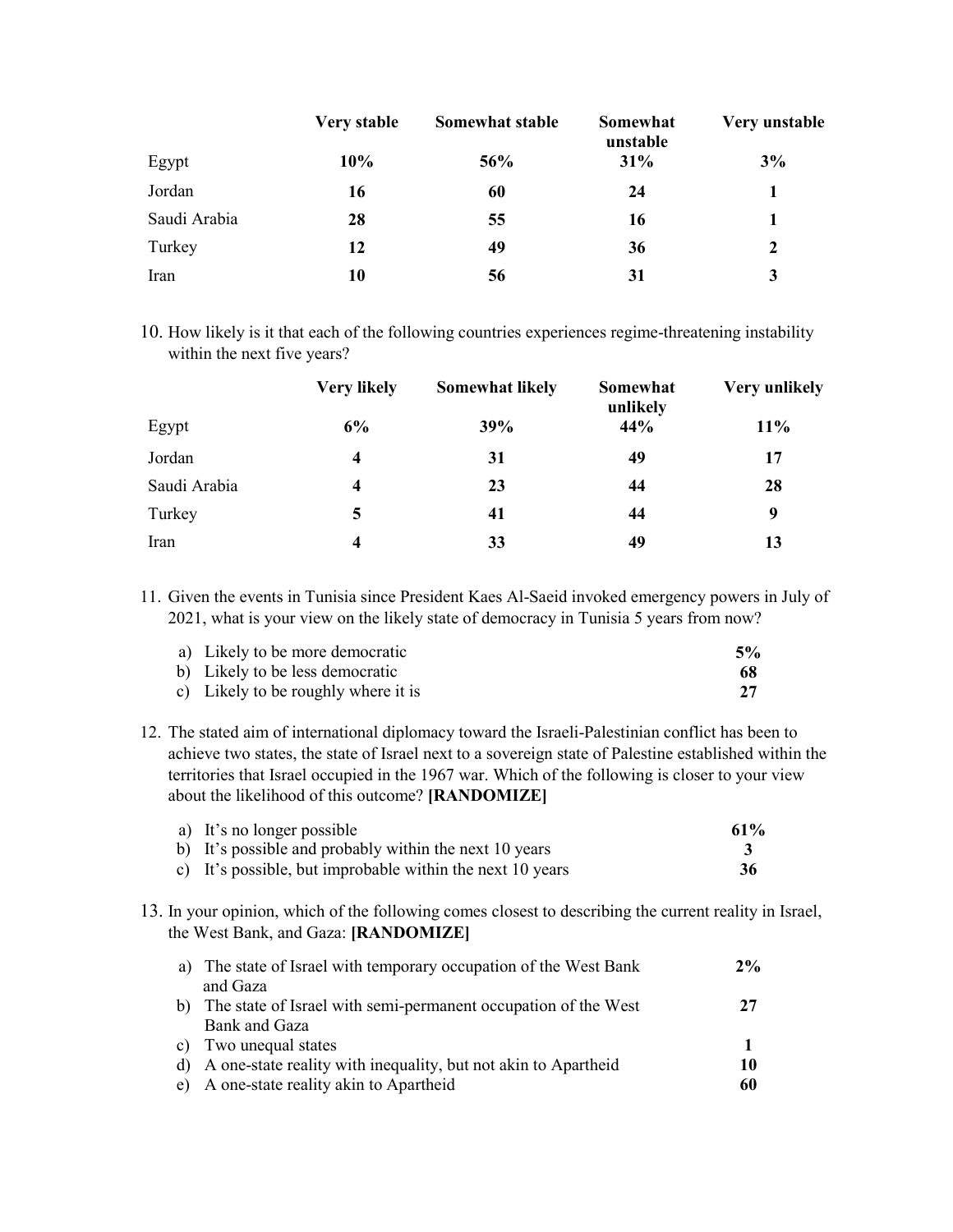| | Very stable | Somewhat stable | Somewhat unstable | Very unstable |
|---|---|---|---|---|
| Egypt | **10%** | **56%** | **31%** | **3%** |
| Jordan | **16** | **60** | **24** | **1** |
| Saudi Arabia | **28** | **55** | **16** | **1** |
| Turkey | **12** | **49** | **36** | **2** |
| Iran | **10** | **56** | **31** | **3** |

10. How likely is it that each of the following countries experiences regime-threatening instability within the next five years?

| | Very likely | Somewhat likely | Somewhat unlikely | Very unlikely |
|---|---|---|---|---|
| Egypt | **6%** | **39%** | **44%** | **11%** |
| Jordan | **4** | **31** | **49** | **17** |
| Saudi Arabia | **4** | **23** | **44** | **28** |
| Turkey | **5** | **41** | **44** | **9** |
| Iran | **4** | **33** | **49** | **13** |

11. Given the events in Tunisia since President Kaes Al-Saeid invoked emergency powers in July of 2021, what is your view on the likely state of democracy in Tunisia 5 years from now?

| | |
|---|---|
| a) Likely to be more democratic | **5%** |
| b) Likely to be less democratic | **68** |
| c) Likely to be roughly where it is | **27** |

12. The stated aim of international diplomacy toward the Israeli-Palestinian conflict has been to achieve two states, the state of Israel next to a sovereign state of Palestine established within the territories that Israel occupied in the 1967 war. Which of the following is closer to your view about the likelihood of this outcome? **[RANDOMIZE]**

| | |
|---|---|
| a) It's no longer possible | **61%** |
| b) It's possible and probably within the next 10 years | **3** |
| c) It's possible, but improbable within the next 10 years | **36** |

13. In your opinion, which of the following comes closest to describing the current reality in Israel, the West Bank, and Gaza: **[RANDOMIZE]**

| | |
|---|---|
| a) The state of Israel with temporary occupation of the West Bank and Gaza | **2%** |
| b) The state of Israel with semi-permanent occupation of the West Bank and Gaza | **27** |
| c) Two unequal states | **1** |
| d) A one-state reality with inequality, but not akin to Apartheid | **10** |
| e) A one-state reality akin to Apartheid | **60** |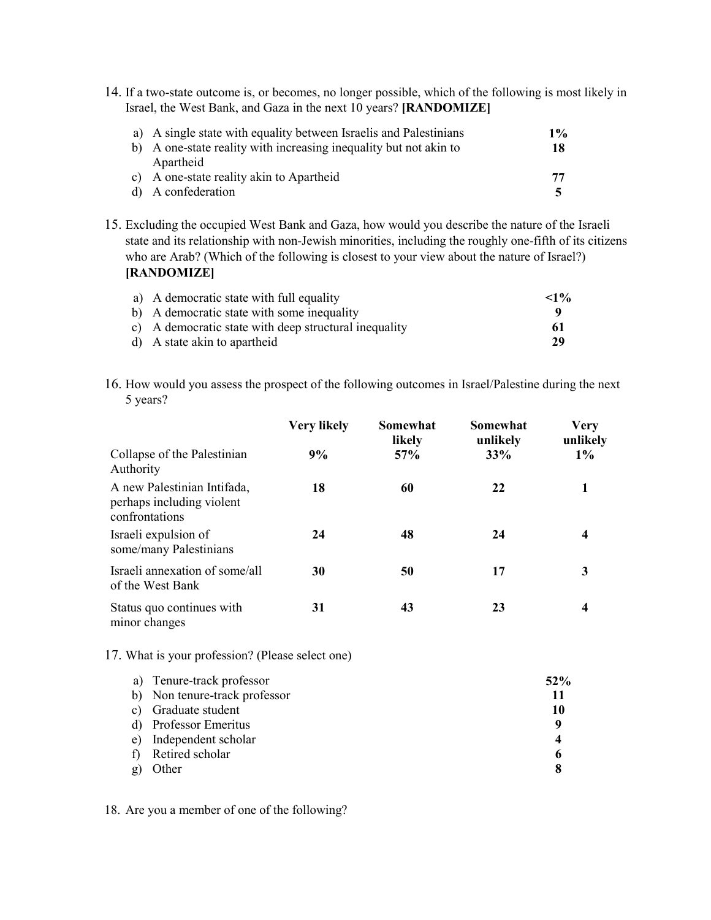14. If a two-state outcome is, or becomes, no longer possible, which of the following is most likely in Israel, the West Bank, and Gaza in the next 10 years? **[RANDOMIZE]**

| | |
|---|---|
| a) A single state with equality between Israelis and Palestinians | **1%** |
| b) A one-state reality with increasing inequality but not akin to Apartheid | **18** |
| c) A one-state reality akin to Apartheid | **77** |
| d) A confederation | **5** |

15. Excluding the occupied West Bank and Gaza, how would you describe the nature of the Israeli state and its relationship with non-Jewish minorities, including the roughly one-fifth of its citizens who are Arab? (Which of the following is closest to your view about the nature of Israel?) **[RANDOMIZE]**

| | |
|---|---|
| a) A democratic state with full equality | **<1%** |
| b) A democratic state with some inequality | **9** |
| c) A democratic state with deep structural inequality | **61** |
| d) A state akin to apartheid | **29** |

16. How would you assess the prospect of the following outcomes in Israel/Palestine during the next 5 years?

| | Very likely | Somewhat likely | Somewhat unlikely | Very unlikely |
|---|---|---|---|---|
| Collapse of the Palestinian Authority | **9%** | **57%** | **33%** | **1%** |
| A new Palestinian Intifada, perhaps including violent confrontations | **18** | **60** | **22** | **1** |
| Israeli expulsion of some/many Palestinians | **24** | **48** | **24** | **4** |
| Israeli annexation of some/all of the West Bank | **30** | **50** | **17** | **3** |
| Status quo continues with minor changes | **31** | **43** | **23** | **4** |

17. What is your profession? (Please select one)

| | |
|---|---|
| a) Tenure-track professor | **52%** |
| b) Non tenure-track professor | **11** |
| c) Graduate student | **10** |
| d) Professor Emeritus | **9** |
| e) Independent scholar | **4** |
| f) Retired scholar | **6** |
| g) Other | **8** |

18. Are you a member of one of the following?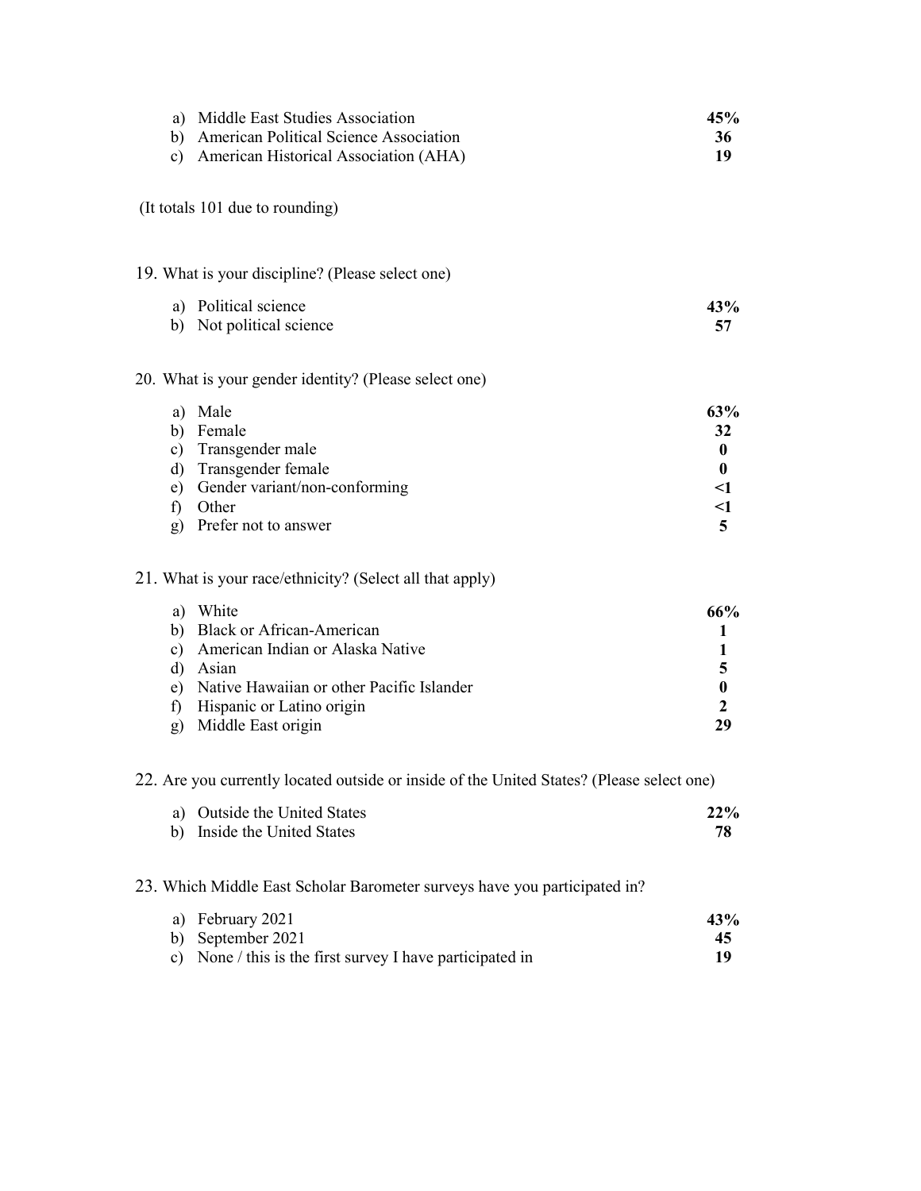| | | |
|---|---|---|
| a) | Middle East Studies Association | **45%** |
| b) | American Political Science Association | **36** |
| c) | American Historical Association (AHA) | **19** |

(It totals 101 due to rounding)

19. What is your discipline? (Please select one)

| | | |
|---|---|---|
| a) | Political science | **43%** |
| b) | Not political science | **57** |

20. What is your gender identity? (Please select one)

| | | |
|---|---|---|
| a) | Male | **63%** |
| b) | Female | **32** |
| c) | Transgender male | **0** |
| d) | Transgender female | **0** |
| e) | Gender variant/non-conforming | **<1** |
| f) | Other | **<1** |
| g) | Prefer not to answer | **5** |

21. What is your race/ethnicity? (Select all that apply)

| | | |
|---|---|---|
| a) | White | **66%** |
| b) | Black or African-American | **1** |
| c) | American Indian or Alaska Native | **1** |
| d) | Asian | **5** |
| e) | Native Hawaiian or other Pacific Islander | **0** |
| f) | Hispanic or Latino origin | **2** |
| g) | Middle East origin | **29** |

22. Are you currently located outside or inside of the United States? (Please select one)

| | | |
|---|---|---|
| a) | Outside the United States | **22%** |
| b) | Inside the United States | **78** |

23. Which Middle East Scholar Barometer surveys have you participated in?

| | | |
|---|---|---|
| a) | February 2021 | **43%** |
| b) | September 2021 | **45** |
| c) | None / this is the first survey I have participated in | **19** |